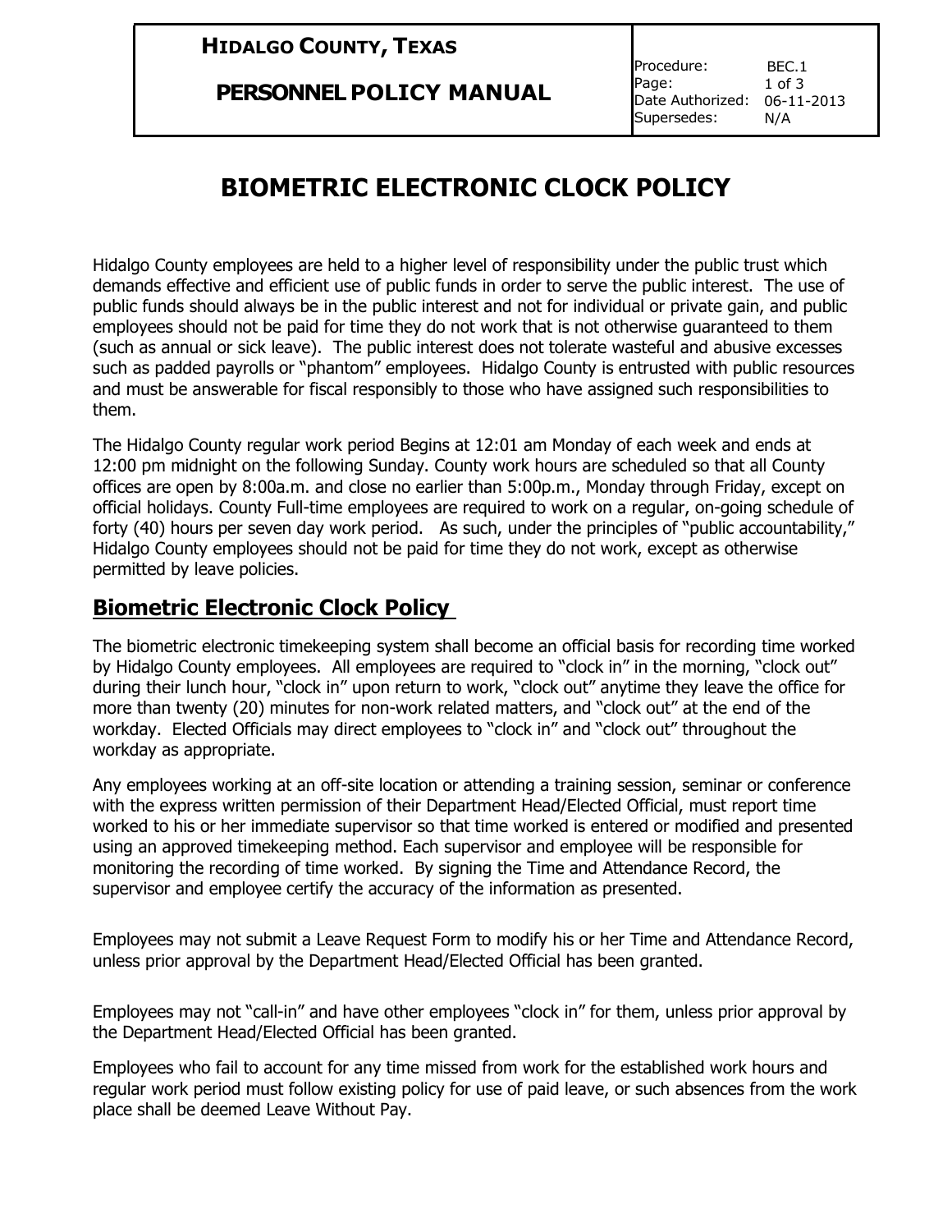| **HIDALGO COUNTY, TEXAS** **PERSONNEL POLICY MANUAL** | Procedure: BEC.1 Page: 1 of 3 Date Authorized: 06-11-2013 Supersedes: N/A |
|---|---|

# BIOMETRIC ELECTRONIC CLOCK POLICY

Hidalgo County employees are held to a higher level of responsibility under the public trust which demands effective and efficient use of public funds in order to serve the public interest. The use of public funds should always be in the public interest and not for individual or private gain, and public employees should not be paid for time they do not work that is not otherwise guaranteed to them (such as annual or sick leave). The public interest does not tolerate wasteful and abusive excesses such as padded payrolls or "phantom" employees. Hidalgo County is entrusted with public resources and must be answerable for fiscal responsibly to those who have assigned such responsibilities to them.

The Hidalgo County regular work period Begins at 12:01 am Monday of each week and ends at 12:00 pm midnight on the following Sunday. County work hours are scheduled so that all County offices are open by 8:00a.m. and close no earlier than 5:00p.m., Monday through Friday, except on official holidays. County Full-time employees are required to work on a regular, on-going schedule of forty (40) hours per seven day work period. As such, under the principles of "public accountability," Hidalgo County employees should not be paid for time they do not work, except as otherwise permitted by leave policies.

## Biometric Electronic Clock Policy

The biometric electronic timekeeping system shall become an official basis for recording time worked by Hidalgo County employees. All employees are required to "clock in" in the morning, "clock out" during their lunch hour, "clock in" upon return to work, "clock out" anytime they leave the office for more than twenty (20) minutes for non-work related matters, and "clock out" at the end of the workday. Elected Officials may direct employees to "clock in" and "clock out" throughout the workday as appropriate.

Any employees working at an off-site location or attending a training session, seminar or conference with the express written permission of their Department Head/Elected Official, must report time worked to his or her immediate supervisor so that time worked is entered or modified and presented using an approved timekeeping method. Each supervisor and employee will be responsible for monitoring the recording of time worked. By signing the Time and Attendance Record, the supervisor and employee certify the accuracy of the information as presented.

Employees may not submit a Leave Request Form to modify his or her Time and Attendance Record, unless prior approval by the Department Head/Elected Official has been granted.

Employees may not "call-in" and have other employees "clock in" for them, unless prior approval by the Department Head/Elected Official has been granted.

Employees who fail to account for any time missed from work for the established work hours and regular work period must follow existing policy for use of paid leave, or such absences from the work place shall be deemed Leave Without Pay.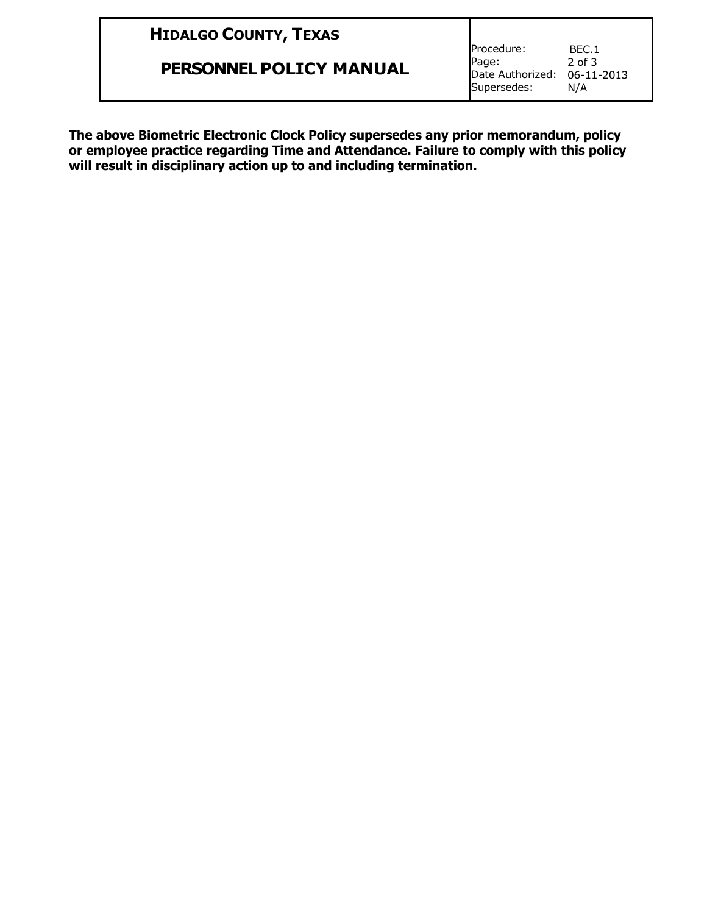**The above Biometric Electronic Clock Policy supersedes any prior memorandum, policy or employee practice regarding Time and Attendance. Failure to comply with this policy will result in disciplinary action up to and including termination.**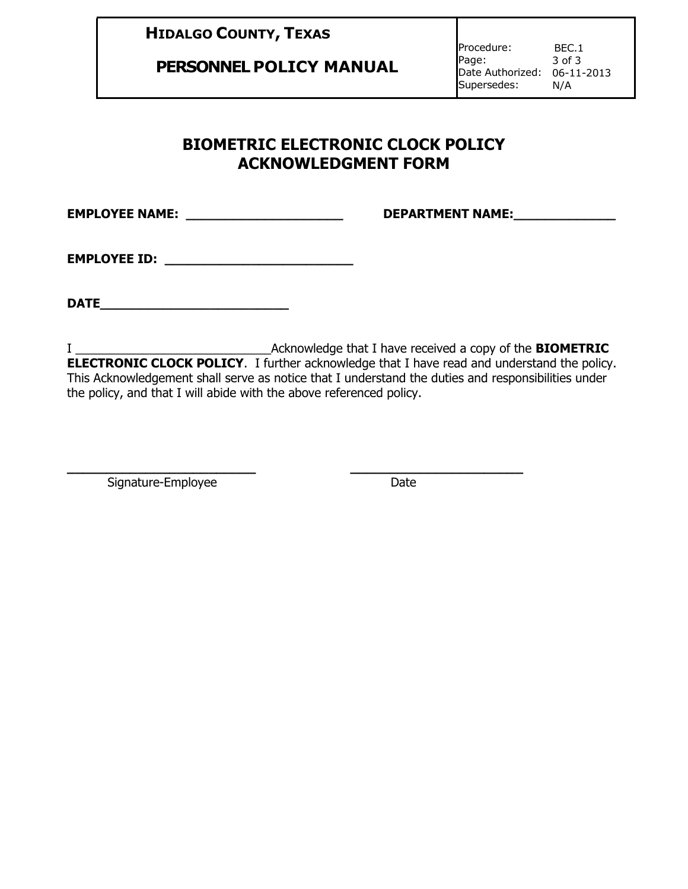| HIDALGO COUNTY, TEXAS<br>PERSONNEL POLICY MANUAL | Procedure: BEC.1<br>Page: 3 of 3<br>Date Authorized: 06-11-2013<br>Supersedes: N/A |
|---|---|

# BIOMETRIC ELECTRONIC CLOCK POLICY ACKNOWLEDGMENT FORM

**EMPLOYEE NAME:** ____________________ **DEPARTMENT NAME:**______________

**EMPLOYEE ID:** ________________________

**DATE**________________________

I ____________________________Acknowledge that I have received a copy of the **BIOMETRIC ELECTRONIC CLOCK POLICY**. I further acknowledge that I have read and understand the policy. This Acknowledgement shall serve as notice that I understand the duties and responsibilities under the policy, and that I will abide with the above referenced policy.

________________________ ________________________
Signature-Employee Date